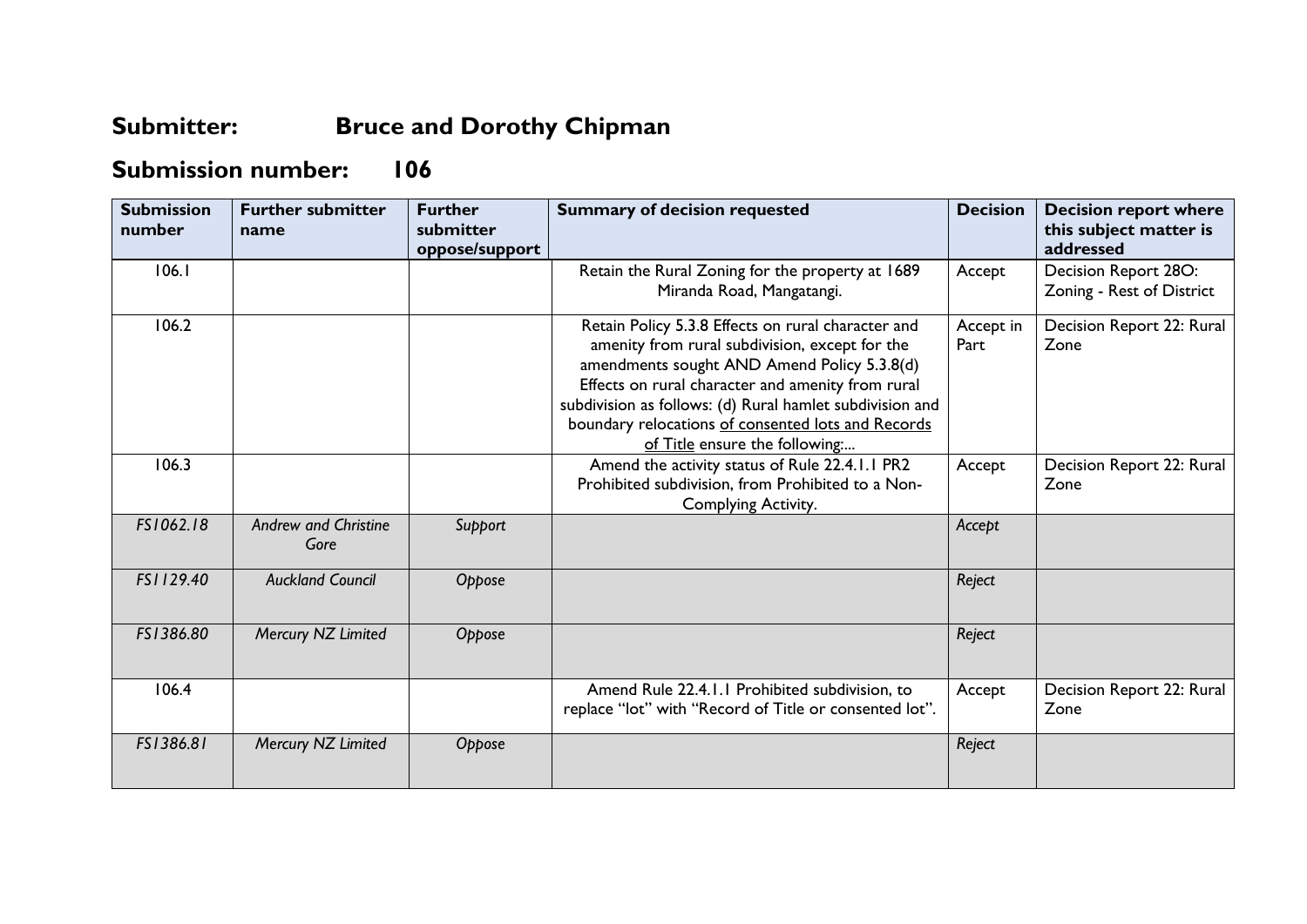# Submitter: Bruce and Dorothy Chipman

# Submission number: 106

| Submission number | Further submitter name | Further submitter oppose/support | Summary of decision requested | Decision | Decision report where this subject matter is addressed |
|---|---|---|---|---|---|
| 106.1 | | | Retain the Rural Zoning for the property at 1689 Miranda Road, Mangatangi. | Accept | Decision Report 28O: Zoning - Rest of District |
| 106.2 | | | Retain Policy 5.3.8 Effects on rural character and amenity from rural subdivision, except for the amendments sought AND Amend Policy 5.3.8(d) Effects on rural character and amenity from rural subdivision as follows: (d) Rural hamlet subdivision and boundary relocations <u>of consented lots and Records of Title</u> ensure the following:... | Accept in Part | Decision Report 22: Rural Zone |
| 106.3 | | | Amend the activity status of Rule 22.4.1.1 PR2 Prohibited subdivision, from Prohibited to a Non-Complying Activity. | Accept | Decision Report 22: Rural Zone |
| *FS1062.18* | *Andrew and Christine Gore* | *Support* | | *Accept* | |
| *FS1129.40* | *Auckland Council* | *Oppose* | | *Reject* | |
| *FS1386.80* | *Mercury NZ Limited* | *Oppose* | | *Reject* | |
| 106.4 | | | Amend Rule 22.4.1.1 Prohibited subdivision, to replace "lot" with "Record of Title or consented lot". | Accept | Decision Report 22: Rural Zone |
| *FS1386.81* | *Mercury NZ Limited* | *Oppose* | | *Reject* | |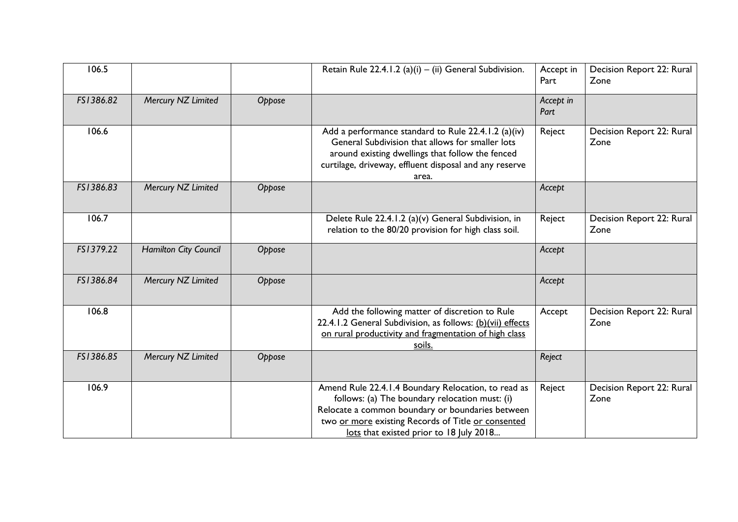| 106.5 | | | Retain Rule 22.4.1.2 (a)(i) – (ii) General Subdivision. | Accept in Part | Decision Report 22: Rural Zone |
|---|---|---|---|---|---|
| *FS1386.82* | *Mercury NZ Limited* | *Oppose* | | *Accept in Part* | |
| 106.6 | | | Add a performance standard to Rule 22.4.1.2 (a)(iv) General Subdivision that allows for smaller lots around existing dwellings that follow the fenced curtilage, driveway, effluent disposal and any reserve area. | Reject | Decision Report 22: Rural Zone |
| *FS1386.83* | *Mercury NZ Limited* | *Oppose* | | *Accept* | |
| 106.7 | | | Delete Rule 22.4.1.2 (a)(v) General Subdivision, in relation to the 80/20 provision for high class soil. | Reject | Decision Report 22: Rural Zone |
| *FS1379.22* | *Hamilton City Council* | *Oppose* | | *Accept* | |
| *FS1386.84* | *Mercury NZ Limited* | *Oppose* | | *Accept* | |
| 106.8 | | | Add the following matter of discretion to Rule 22.4.1.2 General Subdivision, as follows: <u>(b)(vii) effects on rural productivity and fragmentation of high class soils.</u> | Accept | Decision Report 22: Rural Zone |
| *FS1386.85* | *Mercury NZ Limited* | *Oppose* | | *Reject* | |
| 106.9 | | | Amend Rule 22.4.1.4 Boundary Relocation, to read as follows: (a) The boundary relocation must: (i) Relocate a common boundary or boundaries between two <u>or more</u> existing Records of Title <u>or consented lots</u> that existed prior to 18 July 2018... | Reject | Decision Report 22: Rural Zone |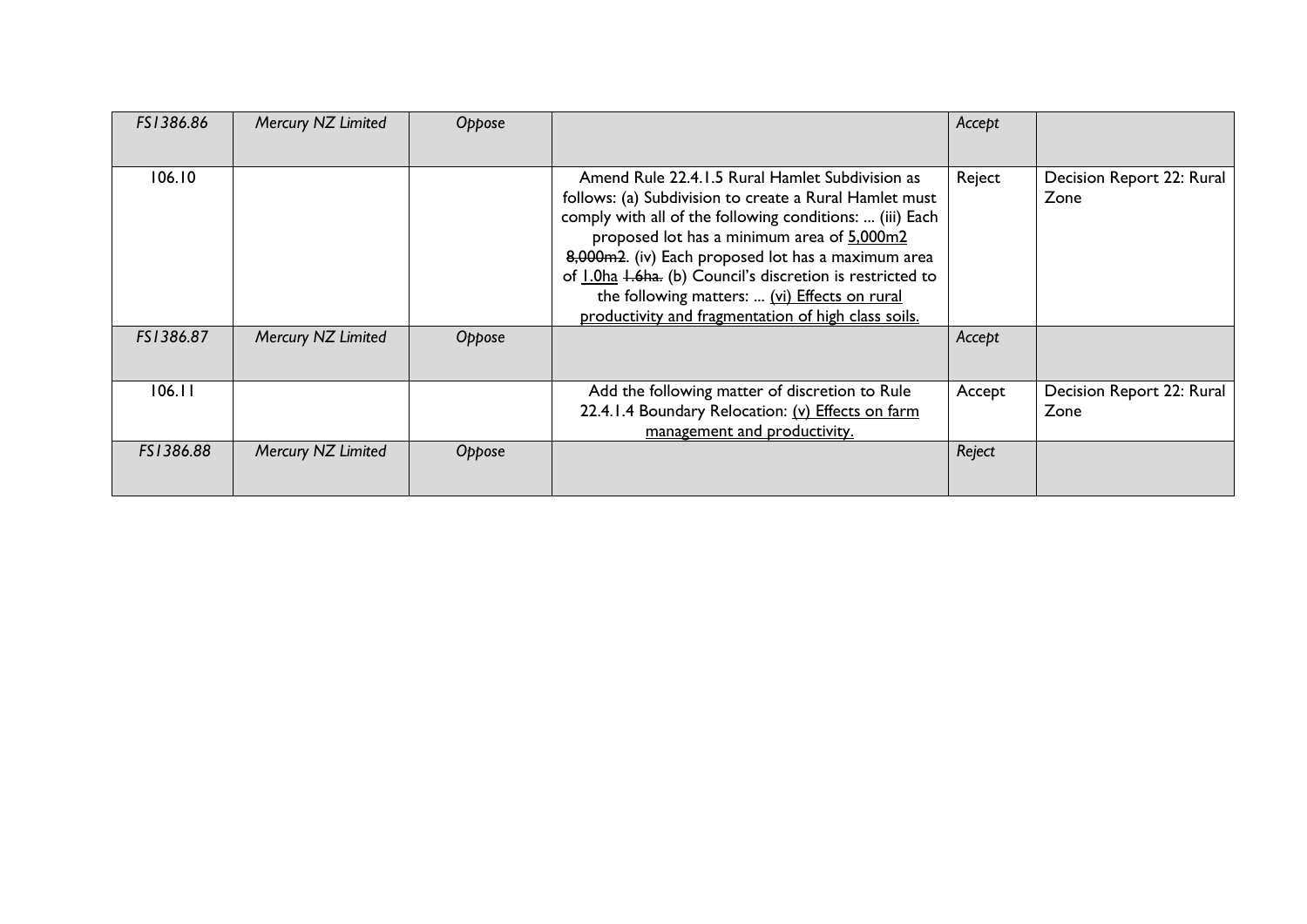| | | | | | |
|---|---|---|---|---|---|
| *FS1386.86* | *Mercury NZ Limited* | *Oppose* | | *Accept* | |
| 106.10 | | | Amend Rule 22.4.1.5 Rural Hamlet Subdivision as follows: (a) Subdivision to create a Rural Hamlet must comply with all of the following conditions: ... (iii) Each proposed lot has a minimum area of <u>5,000m2</u> ~~8,000m2~~. (iv) Each proposed lot has a maximum area of <u>1.0ha</u> ~~1.6ha.~~ (b) Council's discretion is restricted to the following matters: ... <u>(vi) Effects on rural productivity and fragmentation of high class soils.</u> | Reject | Decision Report 22: Rural Zone |
| *FS1386.87* | *Mercury NZ Limited* | *Oppose* | | *Accept* | |
| 106.11 | | | Add the following matter of discretion to Rule 22.4.1.4 Boundary Relocation: <u>(v) Effects on farm management and productivity.</u> | Accept | Decision Report 22: Rural Zone |
| *FS1386.88* | *Mercury NZ Limited* | *Oppose* | | *Reject* | |